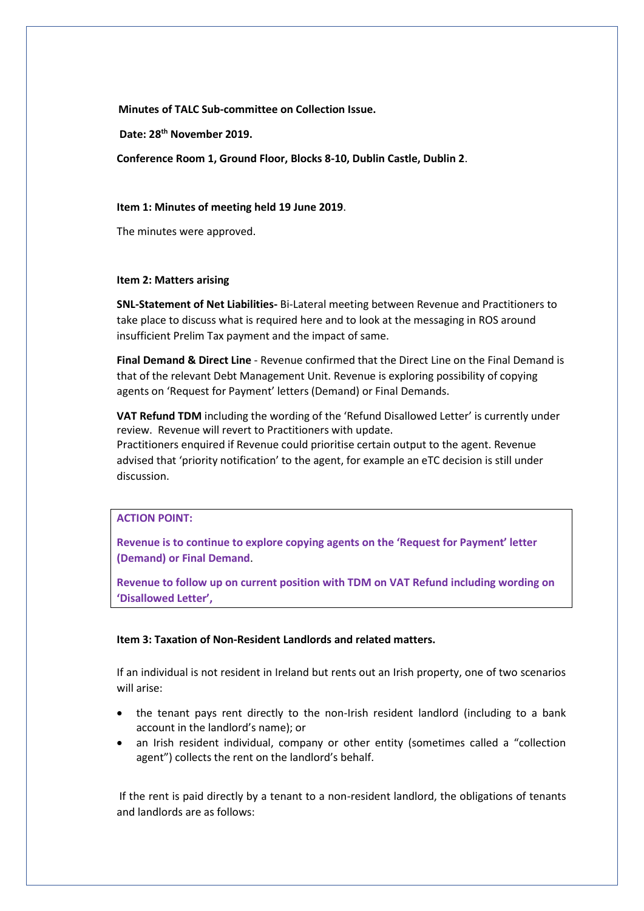**Minutes of TALC Sub-committee on Collection Issue.**

**Date: 28th November 2019.**

**Conference Room 1, Ground Floor, Blocks 8-10, Dublin Castle, Dublin 2**.

**Item 1: Minutes of meeting held 19 June 2019**.

The minutes were approved.

**Item 2: Matters arising**

**SNL-Statement of Net Liabilities-** Bi-Lateral meeting between Revenue and Practitioners to take place to discuss what is required here and to look at the messaging in ROS around insufficient Prelim Tax payment and the impact of same.

**Final Demand & Direct Line** - Revenue confirmed that the Direct Line on the Final Demand is that of the relevant Debt Management Unit. Revenue is exploring possibility of copying agents on 'Request for Payment' letters (Demand) or Final Demands.

**VAT Refund TDM** including the wording of the 'Refund Disallowed Letter' is currently under review. Revenue will revert to Practitioners with update.
Practitioners enquired if Revenue could prioritise certain output to the agent. Revenue advised that 'priority notification' to the agent, for example an eTC decision is still under discussion.

**ACTION POINT:**

**Revenue is to continue to explore copying agents on the 'Request for Payment' letter (Demand) or Final Demand**.

**Revenue to follow up on current position with TDM on VAT Refund including wording on 'Disallowed Letter',**

**Item 3: Taxation of Non-Resident Landlords and related matters.**

If an individual is not resident in Ireland but rents out an Irish property, one of two scenarios will arise:

- the tenant pays rent directly to the non-Irish resident landlord (including to a bank account in the landlord's name); or
- an Irish resident individual, company or other entity (sometimes called a "collection agent") collects the rent on the landlord's behalf.

If the rent is paid directly by a tenant to a non-resident landlord, the obligations of tenants and landlords are as follows: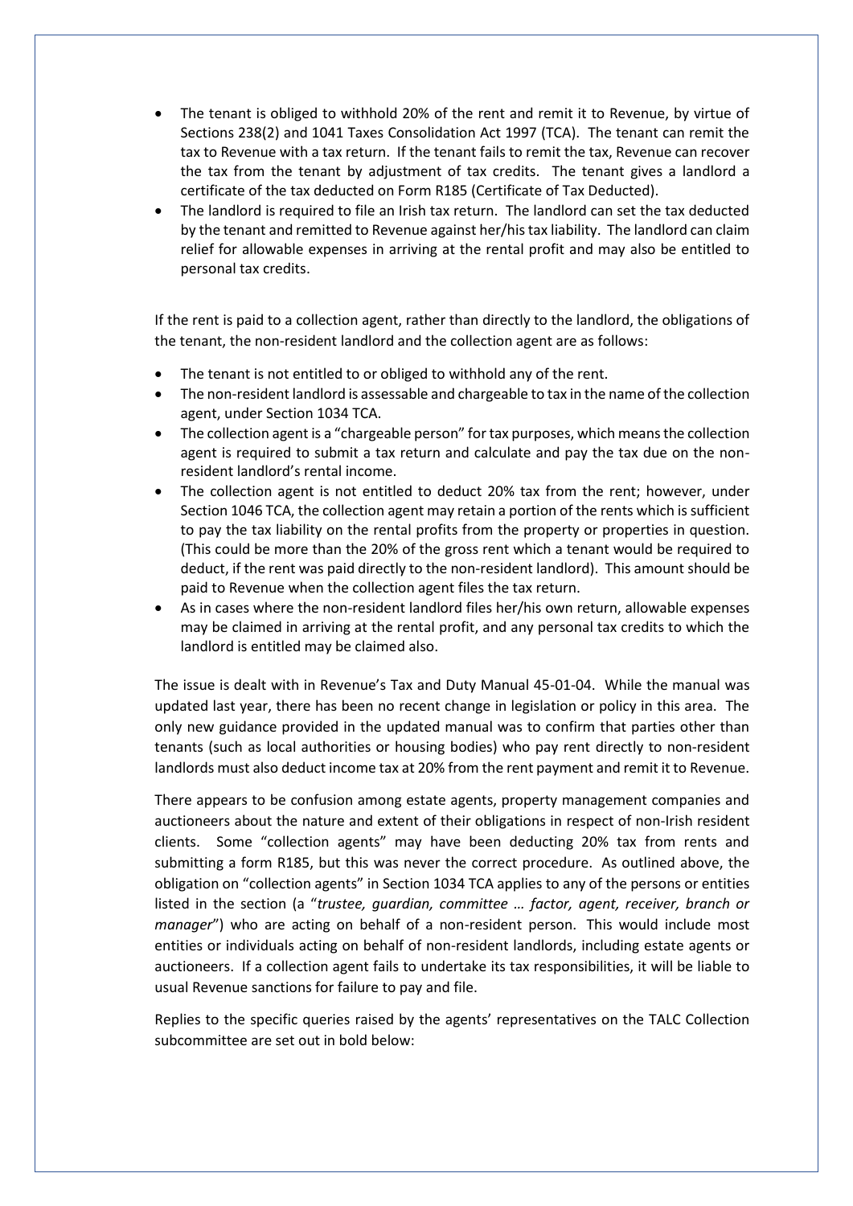- The tenant is obliged to withhold 20% of the rent and remit it to Revenue, by virtue of Sections 238(2) and 1041 Taxes Consolidation Act 1997 (TCA). The tenant can remit the tax to Revenue with a tax return. If the tenant fails to remit the tax, Revenue can recover the tax from the tenant by adjustment of tax credits. The tenant gives a landlord a certificate of the tax deducted on Form R185 (Certificate of Tax Deducted).
- The landlord is required to file an Irish tax return. The landlord can set the tax deducted by the tenant and remitted to Revenue against her/his tax liability. The landlord can claim relief for allowable expenses in arriving at the rental profit and may also be entitled to personal tax credits.

If the rent is paid to a collection agent, rather than directly to the landlord, the obligations of the tenant, the non-resident landlord and the collection agent are as follows:

- The tenant is not entitled to or obliged to withhold any of the rent.
- The non-resident landlord is assessable and chargeable to tax in the name of the collection agent, under Section 1034 TCA.
- The collection agent is a "chargeable person" for tax purposes, which means the collection agent is required to submit a tax return and calculate and pay the tax due on the non-resident landlord's rental income.
- The collection agent is not entitled to deduct 20% tax from the rent; however, under Section 1046 TCA, the collection agent may retain a portion of the rents which is sufficient to pay the tax liability on the rental profits from the property or properties in question. (This could be more than the 20% of the gross rent which a tenant would be required to deduct, if the rent was paid directly to the non-resident landlord). This amount should be paid to Revenue when the collection agent files the tax return.
- As in cases where the non-resident landlord files her/his own return, allowable expenses may be claimed in arriving at the rental profit, and any personal tax credits to which the landlord is entitled may be claimed also.

The issue is dealt with in Revenue's Tax and Duty Manual 45-01-04. While the manual was updated last year, there has been no recent change in legislation or policy in this area. The only new guidance provided in the updated manual was to confirm that parties other than tenants (such as local authorities or housing bodies) who pay rent directly to non-resident landlords must also deduct income tax at 20% from the rent payment and remit it to Revenue.

There appears to be confusion among estate agents, property management companies and auctioneers about the nature and extent of their obligations in respect of non-Irish resident clients. Some "collection agents" may have been deducting 20% tax from rents and submitting a form R185, but this was never the correct procedure. As outlined above, the obligation on "collection agents" in Section 1034 TCA applies to any of the persons or entities listed in the section (a "*trustee, guardian, committee … factor, agent, receiver, branch or manager*") who are acting on behalf of a non-resident person. This would include most entities or individuals acting on behalf of non-resident landlords, including estate agents or auctioneers. If a collection agent fails to undertake its tax responsibilities, it will be liable to usual Revenue sanctions for failure to pay and file.

Replies to the specific queries raised by the agents' representatives on the TALC Collection subcommittee are set out in bold below: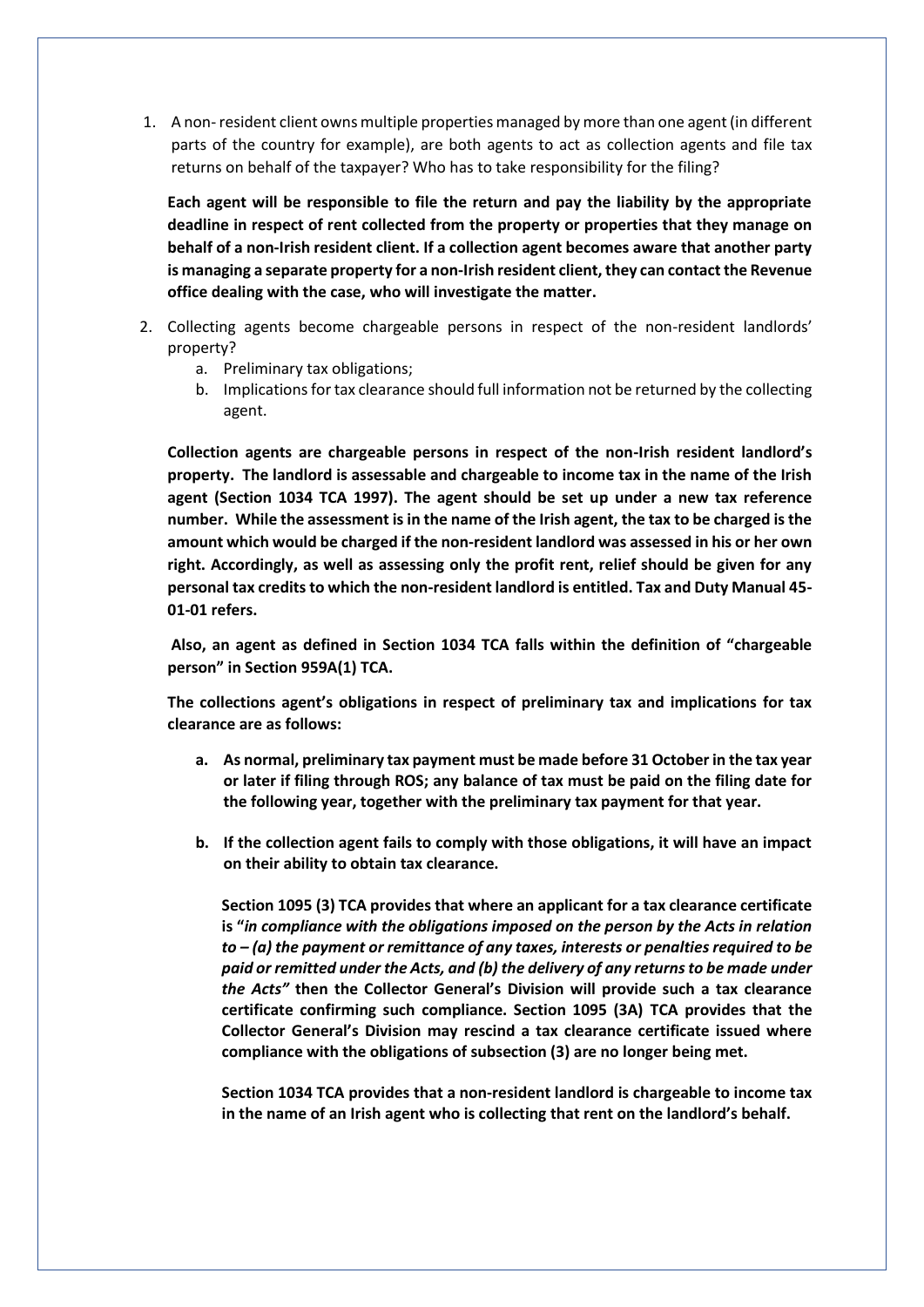1. A non- resident client owns multiple properties managed by more than one agent (in different parts of the country for example), are both agents to act as collection agents and file tax returns on behalf of the taxpayer? Who has to take responsibility for the filing?

   **Each agent will be responsible to file the return and pay the liability by the appropriate deadline in respect of rent collected from the property or properties that they manage on behalf of a non-Irish resident client. If a collection agent becomes aware that another party is managing a separate property for a non-Irish resident client, they can contact the Revenue office dealing with the case, who will investigate the matter.**

2. Collecting agents become chargeable persons in respect of the non-resident landlords' property?
   a. Preliminary tax obligations;
   b. Implications for tax clearance should full information not be returned by the collecting agent.

   **Collection agents are chargeable persons in respect of the non-Irish resident landlord's property. The landlord is assessable and chargeable to income tax in the name of the Irish agent (Section 1034 TCA 1997). The agent should be set up under a new tax reference number. While the assessment is in the name of the Irish agent, the tax to be charged is the amount which would be charged if the non-resident landlord was assessed in his or her own right. Accordingly, as well as assessing only the profit rent, relief should be given for any personal tax credits to which the non-resident landlord is entitled. Tax and Duty Manual 45-01-01 refers.**

   **Also, an agent as defined in Section 1034 TCA falls within the definition of "chargeable person" in Section 959A(1) TCA.**

   **The collections agent's obligations in respect of preliminary tax and implications for tax clearance are as follows:**

   a. **As normal, preliminary tax payment must be made before 31 October in the tax year or later if filing through ROS; any balance of tax must be paid on the filing date for the following year, together with the preliminary tax payment for that year.**

   b. **If the collection agent fails to comply with those obligations, it will have an impact on their ability to obtain tax clearance.**

      **Section 1095 (3) TCA provides that where an applicant for a tax clearance certificate is "*in compliance with the obligations imposed on the person by the Acts in relation to – (a) the payment or remittance of any taxes, interests or penalties required to be paid or remitted under the Acts, and (b) the delivery of any returns to be made under the Acts"* then the Collector General's Division will provide such a tax clearance certificate confirming such compliance. Section 1095 (3A) TCA provides that the Collector General's Division may rescind a tax clearance certificate issued where compliance with the obligations of subsection (3) are no longer being met.**

      **Section 1034 TCA provides that a non-resident landlord is chargeable to income tax in the name of an Irish agent who is collecting that rent on the landlord's behalf.**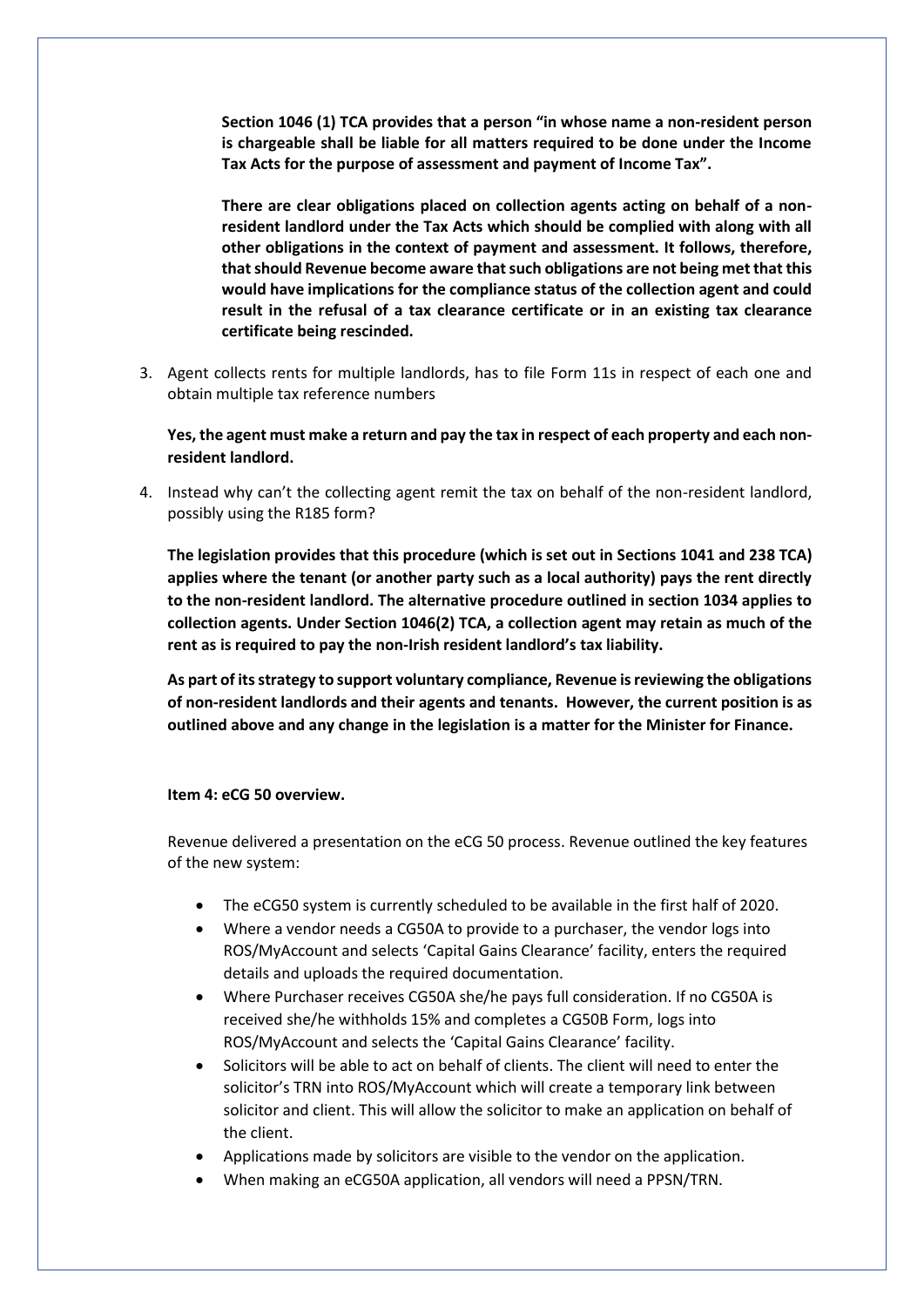**Section 1046 (1) TCA provides that a person "in whose name a non-resident person is chargeable shall be liable for all matters required to be done under the Income Tax Acts for the purpose of assessment and payment of Income Tax".**

**There are clear obligations placed on collection agents acting on behalf of a non-resident landlord under the Tax Acts which should be complied with along with all other obligations in the context of payment and assessment. It follows, therefore, that should Revenue become aware that such obligations are not being met that this would have implications for the compliance status of the collection agent and could result in the refusal of a tax clearance certificate or in an existing tax clearance certificate being rescinded.**

3. Agent collects rents for multiple landlords, has to file Form 11s in respect of each one and obtain multiple tax reference numbers

   **Yes, the agent must make a return and pay the tax in respect of each property and each non-resident landlord.**

4. Instead why can't the collecting agent remit the tax on behalf of the non-resident landlord, possibly using the R185 form?

   **The legislation provides that this procedure (which is set out in Sections 1041 and 238 TCA) applies where the tenant (or another party such as a local authority) pays the rent directly to the non-resident landlord. The alternative procedure outlined in section 1034 applies to collection agents. Under Section 1046(2) TCA, a collection agent may retain as much of the rent as is required to pay the non-Irish resident landlord's tax liability.**

   **As part of its strategy to support voluntary compliance, Revenue is reviewing the obligations of non-resident landlords and their agents and tenants. However, the current position is as outlined above and any change in the legislation is a matter for the Minister for Finance.**

**Item 4: eCG 50 overview.**

Revenue delivered a presentation on the eCG 50 process. Revenue outlined the key features of the new system:

- The eCG50 system is currently scheduled to be available in the first half of 2020.
- Where a vendor needs a CG50A to provide to a purchaser, the vendor logs into ROS/MyAccount and selects 'Capital Gains Clearance' facility, enters the required details and uploads the required documentation.
- Where Purchaser receives CG50A she/he pays full consideration. If no CG50A is received she/he withholds 15% and completes a CG50B Form, logs into ROS/MyAccount and selects the 'Capital Gains Clearance' facility.
- Solicitors will be able to act on behalf of clients. The client will need to enter the solicitor's TRN into ROS/MyAccount which will create a temporary link between solicitor and client. This will allow the solicitor to make an application on behalf of the client.
- Applications made by solicitors are visible to the vendor on the application.
- When making an eCG50A application, all vendors will need a PPSN/TRN.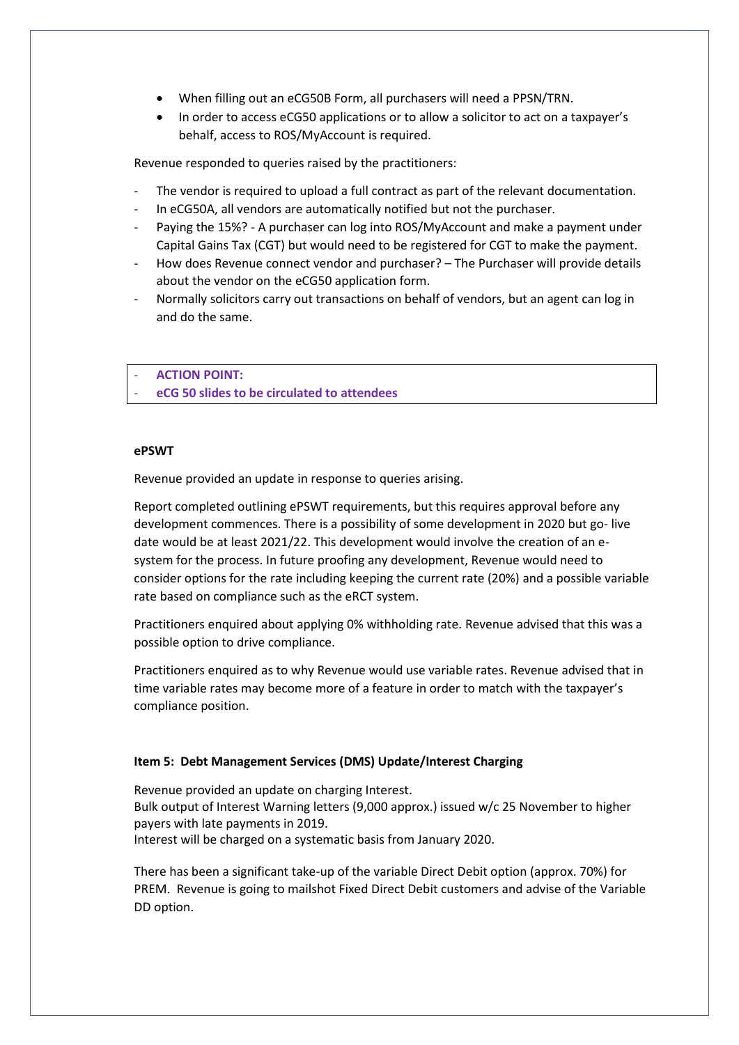- When filling out an eCG50B Form, all purchasers will need a PPSN/TRN.
- In order to access eCG50 applications or to allow a solicitor to act on a taxpayer's behalf, access to ROS/MyAccount is required.

Revenue responded to queries raised by the practitioners:

- The vendor is required to upload a full contract as part of the relevant documentation.
- In eCG50A, all vendors are automatically notified but not the purchaser.
- Paying the 15%? - A purchaser can log into ROS/MyAccount and make a payment under Capital Gains Tax (CGT) but would need to be registered for CGT to make the payment.
- How does Revenue connect vendor and purchaser? – The Purchaser will provide details about the vendor on the eCG50 application form.
- Normally solicitors carry out transactions on behalf of vendors, but an agent can log in and do the same.

- **ACTION POINT:**
- **eCG 50 slides to be circulated to attendees**

**ePSWT**

Revenue provided an update in response to queries arising.

Report completed outlining ePSWT requirements, but this requires approval before any development commences. There is a possibility of some development in 2020 but go- live date would be at least 2021/22. This development would involve the creation of an e-system for the process. In future proofing any development, Revenue would need to consider options for the rate including keeping the current rate (20%) and a possible variable rate based on compliance such as the eRCT system.

Practitioners enquired about applying 0% withholding rate. Revenue advised that this was a possible option to drive compliance.

Practitioners enquired as to why Revenue would use variable rates. Revenue advised that in time variable rates may become more of a feature in order to match with the taxpayer's compliance position.

**Item 5: Debt Management Services (DMS) Update/Interest Charging**

Revenue provided an update on charging Interest.
Bulk output of Interest Warning letters (9,000 approx.) issued w/c 25 November to higher payers with late payments in 2019.
Interest will be charged on a systematic basis from January 2020.

There has been a significant take-up of the variable Direct Debit option (approx. 70%) for PREM. Revenue is going to mailshot Fixed Direct Debit customers and advise of the Variable DD option.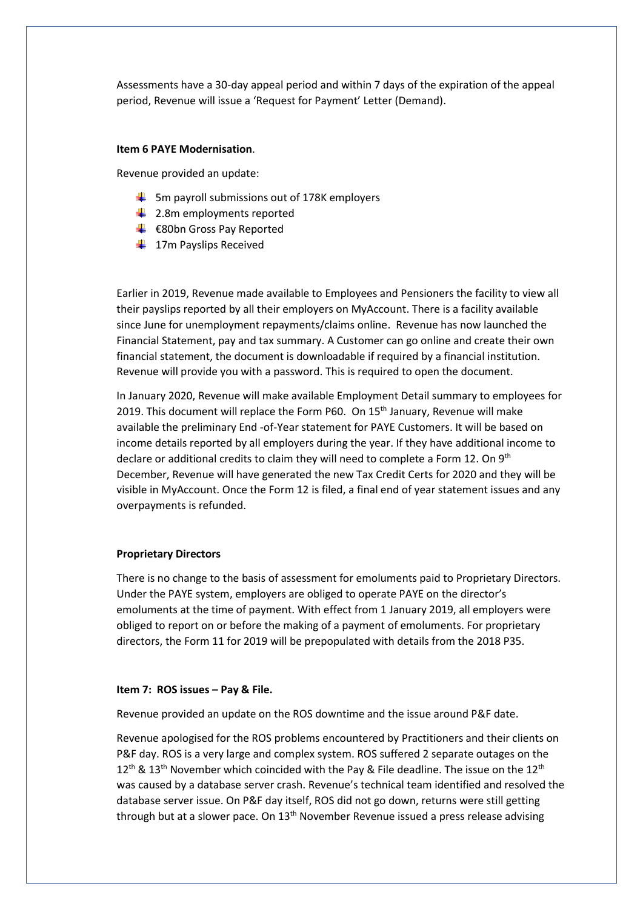Assessments have a 30-day appeal period and within 7 days of the expiration of the appeal period, Revenue will issue a 'Request for Payment' Letter (Demand).

**Item 6 PAYE Modernisation**.

Revenue provided an update:

- 5m payroll submissions out of 178K employers
- 2.8m employments reported
- €80bn Gross Pay Reported
- 17m Payslips Received

Earlier in 2019, Revenue made available to Employees and Pensioners the facility to view all their payslips reported by all their employers on MyAccount. There is a facility available since June for unemployment repayments/claims online. Revenue has now launched the Financial Statement, pay and tax summary. A Customer can go online and create their own financial statement, the document is downloadable if required by a financial institution. Revenue will provide you with a password. This is required to open the document.

In January 2020, Revenue will make available Employment Detail summary to employees for 2019. This document will replace the Form P60. On 15th January, Revenue will make available the preliminary End -of-Year statement for PAYE Customers. It will be based on income details reported by all employers during the year. If they have additional income to declare or additional credits to claim they will need to complete a Form 12. On 9th December, Revenue will have generated the new Tax Credit Certs for 2020 and they will be visible in MyAccount. Once the Form 12 is filed, a final end of year statement issues and any overpayments is refunded.

**Proprietary Directors**

There is no change to the basis of assessment for emoluments paid to Proprietary Directors. Under the PAYE system, employers are obliged to operate PAYE on the director's emoluments at the time of payment. With effect from 1 January 2019, all employers were obliged to report on or before the making of a payment of emoluments. For proprietary directors, the Form 11 for 2019 will be prepopulated with details from the 2018 P35.

**Item 7: ROS issues – Pay & File.**

Revenue provided an update on the ROS downtime and the issue around P&F date.

Revenue apologised for the ROS problems encountered by Practitioners and their clients on P&F day. ROS is a very large and complex system. ROS suffered 2 separate outages on the 12th & 13th November which coincided with the Pay & File deadline. The issue on the 12th was caused by a database server crash. Revenue's technical team identified and resolved the database server issue. On P&F day itself, ROS did not go down, returns were still getting through but at a slower pace. On 13th November Revenue issued a press release advising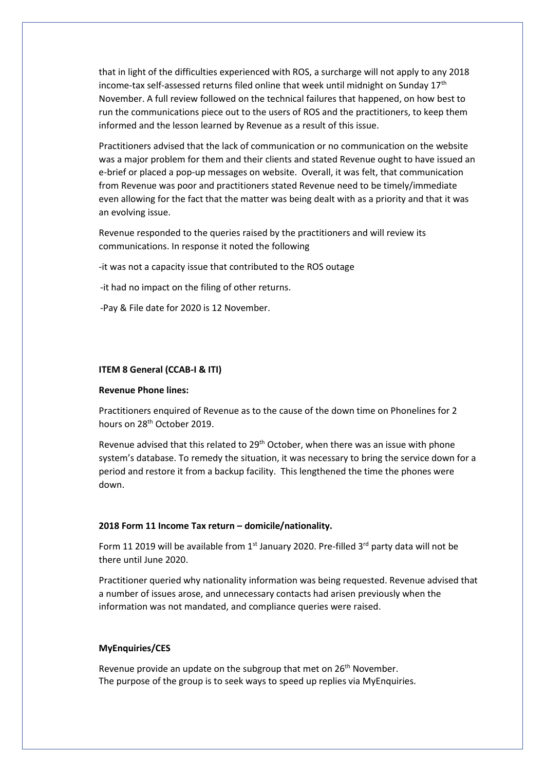that in light of the difficulties experienced with ROS, a surcharge will not apply to any 2018 income-tax self-assessed returns filed online that week until midnight on Sunday 17th November. A full review followed on the technical failures that happened, on how best to run the communications piece out to the users of ROS and the practitioners, to keep them informed and the lesson learned by Revenue as a result of this issue.

Practitioners advised that the lack of communication or no communication on the website was a major problem for them and their clients and stated Revenue ought to have issued an e-brief or placed a pop-up messages on website. Overall, it was felt, that communication from Revenue was poor and practitioners stated Revenue need to be timely/immediate even allowing for the fact that the matter was being dealt with as a priority and that it was an evolving issue.

Revenue responded to the queries raised by the practitioners and will review its communications. In response it noted the following

-it was not a capacity issue that contributed to the ROS outage

-it had no impact on the filing of other returns.

-Pay & File date for 2020 is 12 November.

**ITEM 8 General (CCAB-I & ITI)**

**Revenue Phone lines:**

Practitioners enquired of Revenue as to the cause of the down time on Phonelines for 2 hours on 28th October 2019.

Revenue advised that this related to 29th October, when there was an issue with phone system's database. To remedy the situation, it was necessary to bring the service down for a period and restore it from a backup facility. This lengthened the time the phones were down.

**2018 Form 11 Income Tax return – domicile/nationality.**

Form 11 2019 will be available from 1st January 2020. Pre-filled 3rd party data will not be there until June 2020.

Practitioner queried why nationality information was being requested. Revenue advised that a number of issues arose, and unnecessary contacts had arisen previously when the information was not mandated, and compliance queries were raised.

**MyEnquiries/CES**

Revenue provide an update on the subgroup that met on 26th November.
The purpose of the group is to seek ways to speed up replies via MyEnquiries.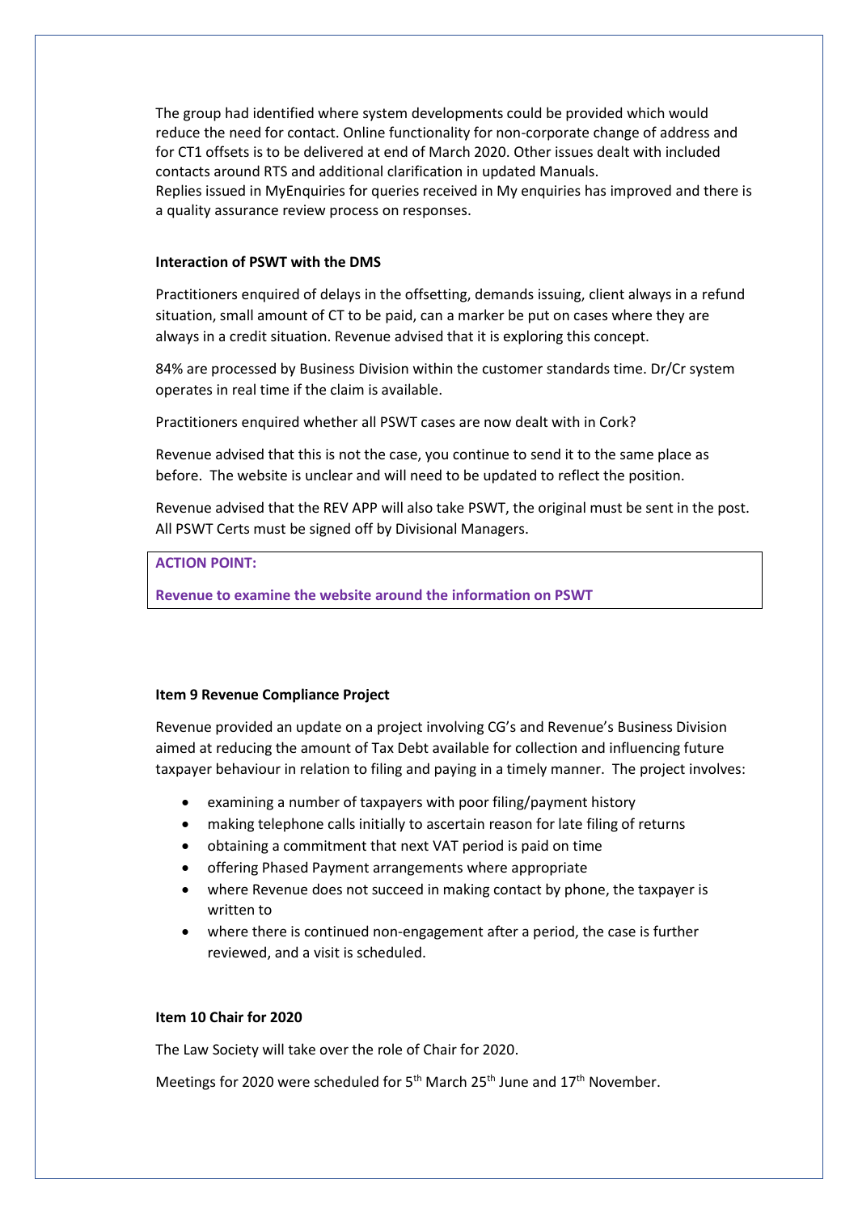The group had identified where system developments could be provided which would reduce the need for contact. Online functionality for non-corporate change of address and for CT1 offsets is to be delivered at end of March 2020. Other issues dealt with included contacts around RTS and additional clarification in updated Manuals.
Replies issued in MyEnquiries for queries received in My enquiries has improved and there is a quality assurance review process on responses.

**Interaction of PSWT with the DMS**

Practitioners enquired of delays in the offsetting, demands issuing, client always in a refund situation, small amount of CT to be paid, can a marker be put on cases where they are always in a credit situation. Revenue advised that it is exploring this concept.

84% are processed by Business Division within the customer standards time. Dr/Cr system operates in real time if the claim is available.

Practitioners enquired whether all PSWT cases are now dealt with in Cork?

Revenue advised that this is not the case, you continue to send it to the same place as before. The website is unclear and will need to be updated to reflect the position.

Revenue advised that the REV APP will also take PSWT, the original must be sent in the post. All PSWT Certs must be signed off by Divisional Managers.

**ACTION POINT:**

**Revenue to examine the website around the information on PSWT**

**Item 9 Revenue Compliance Project**

Revenue provided an update on a project involving CG's and Revenue's Business Division aimed at reducing the amount of Tax Debt available for collection and influencing future taxpayer behaviour in relation to filing and paying in a timely manner. The project involves:

- examining a number of taxpayers with poor filing/payment history
- making telephone calls initially to ascertain reason for late filing of returns
- obtaining a commitment that next VAT period is paid on time
- offering Phased Payment arrangements where appropriate
- where Revenue does not succeed in making contact by phone, the taxpayer is written to
- where there is continued non-engagement after a period, the case is further reviewed, and a visit is scheduled.

**Item 10 Chair for 2020**

The Law Society will take over the role of Chair for 2020.

Meetings for 2020 were scheduled for 5th March 25th June and 17th November.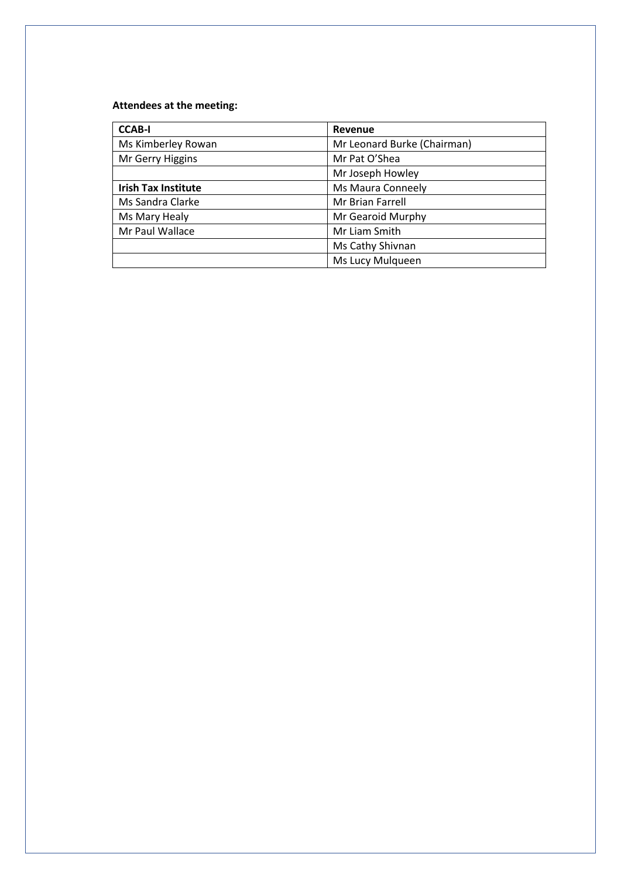**Attendees at the meeting:**

| **CCAB-I** | **Revenue** |
| --- | --- |
| Ms Kimberley Rowan | Mr Leonard Burke (Chairman) |
| Mr Gerry Higgins | Mr Pat O'Shea |
| | Mr Joseph Howley |
| **Irish Tax Institute** | Ms Maura Conneely |
| Ms Sandra Clarke | Mr Brian Farrell |
| Ms Mary Healy | Mr Gearoid Murphy |
| Mr Paul Wallace | Mr Liam Smith |
| | Ms Cathy Shivnan |
| | Ms Lucy Mulqueen |